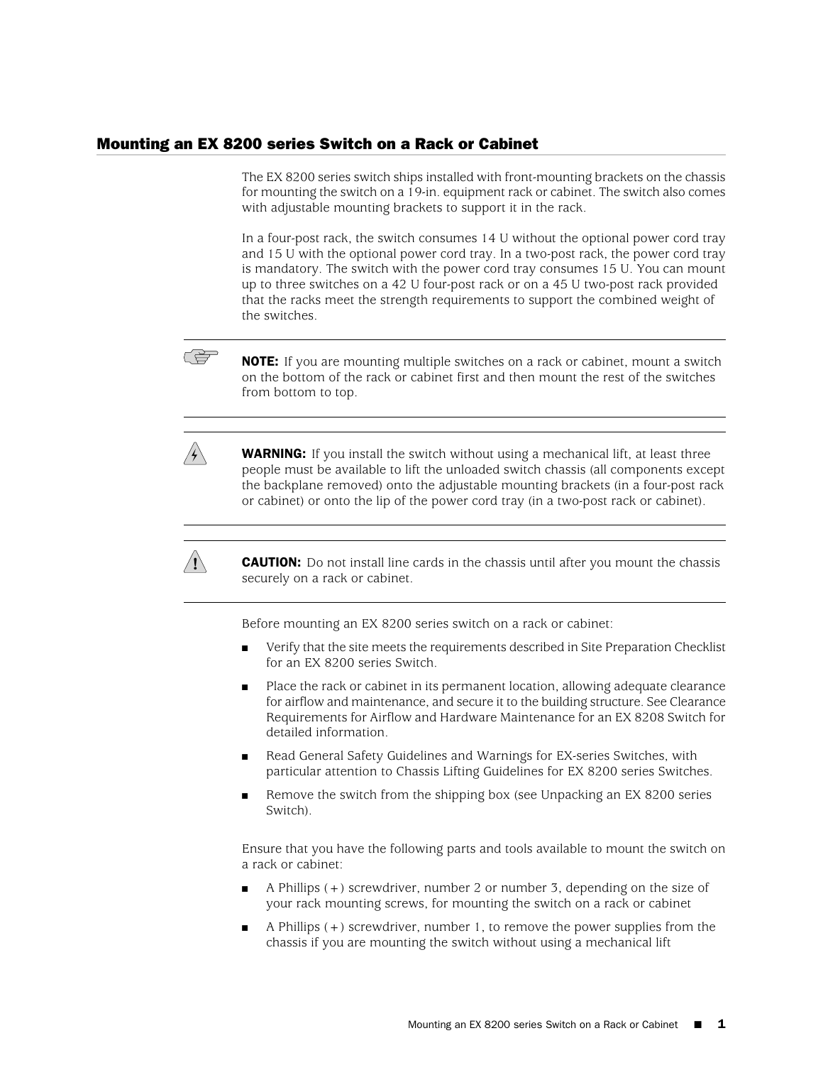## Mounting an EX 8200 series Switch on a Rack or Cabinet

The EX 8200 series switch ships installed with front-mounting brackets on the chassis for mounting the switch on a 19-in. equipment rack or cabinet. The switch also comes with adjustable mounting brackets to support it in the rack.

In a four-post rack, the switch consumes 14 U without the optional power cord tray and 15 U with the optional power cord tray. In a two-post rack, the power cord tray is mandatory. The switch with the power cord tray consumes 15 U. You can mount up to three switches on a 42 U four-post rack or on a 45 U two-post rack provided that the racks meet the strength requirements to support the combined weight of the switches.

**NOTE:** If you are mounting multiple switches on a rack or cabinet, mount a switch on the bottom of the rack or cabinet first and then mount the rest of the switches from bottom to top.

**WARNING:** If you install the switch without using a mechanical lift, at least three people must be available to lift the unloaded switch chassis (all components except the backplane removed) onto the adjustable mounting brackets (in a four-post rack or cabinet) or onto the lip of the power cord tray (in a two-post rack or cabinet).

**CAUTION:** Do not install line cards in the chassis until after you mount the chassis securely on a rack or cabinet.

Before mounting an EX 8200 series switch on a rack or cabinet:

- Verify that the site meets the requirements described in Site Preparation Checklist for an EX 8200 series Switch.
- Place the rack or cabinet in its permanent location, allowing adequate clearance for airflow and maintenance, and secure it to the building structure. See Clearance Requirements for Airflow and Hardware Maintenance for an EX 8208 Switch for detailed information.
- Read General Safety Guidelines and Warnings for EX-series Switches, with particular attention to Chassis Lifting Guidelines for EX 8200 series Switches.
- Remove the switch from the shipping box (see Unpacking an EX 8200 series Switch).

Ensure that you have the following parts and tools available to mount the switch on a rack or cabinet:

- A Phillips (+) screwdriver, number 2 or number 3, depending on the size of your rack mounting screws, for mounting the switch on a rack or cabinet
- A Phillips (+) screwdriver, number 1, to remove the power supplies from the chassis if you are mounting the switch without using a mechanical lift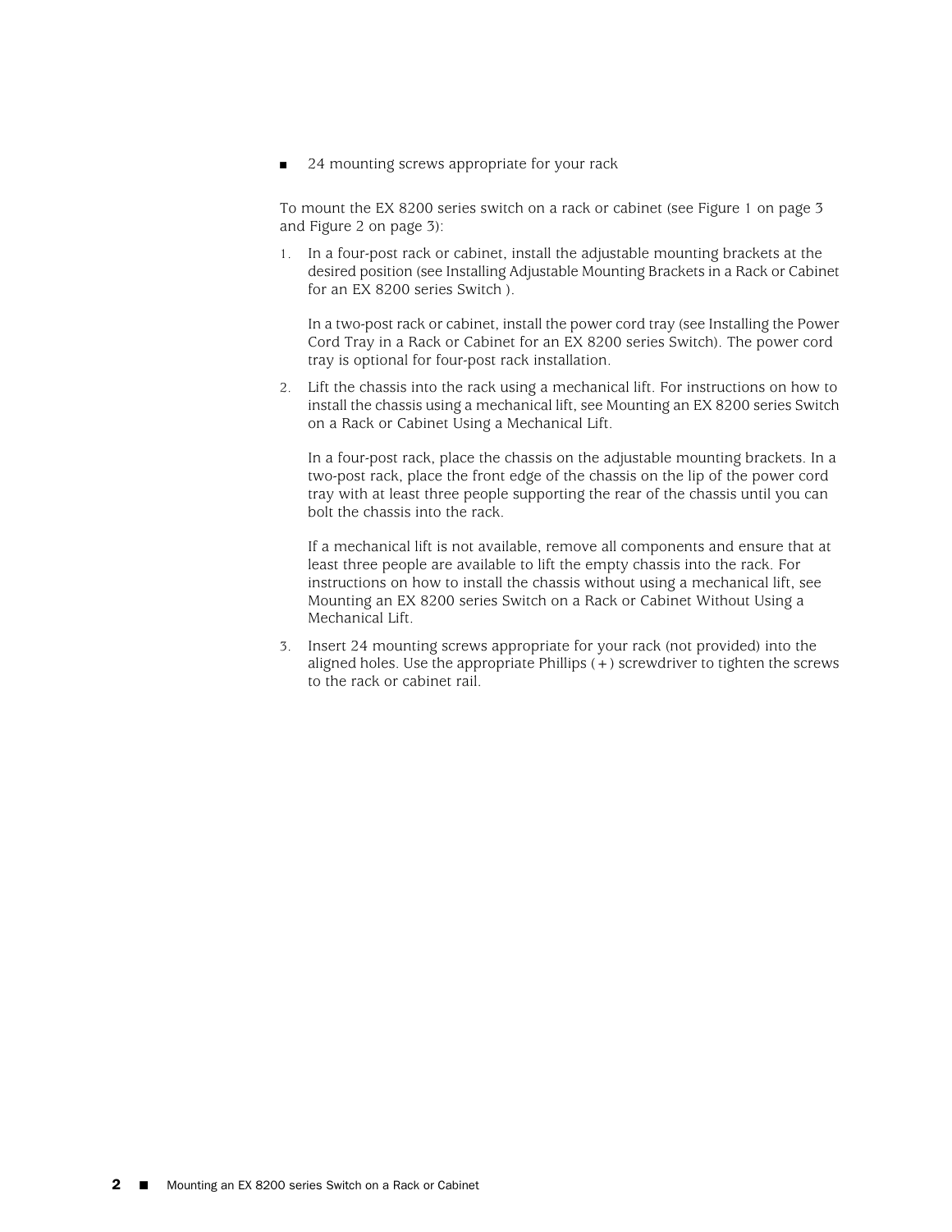- 24 mounting screws appropriate for your rack

To mount the EX 8200 series switch on a rack or cabinet (see Figure 1 on page 3 and Figure 2 on page 3):

1. In a four-post rack or cabinet, install the adjustable mounting brackets at the desired position (see Installing Adjustable Mounting Brackets in a Rack or Cabinet for an EX 8200 series Switch ).

   In a two-post rack or cabinet, install the power cord tray (see Installing the Power Cord Tray in a Rack or Cabinet for an EX 8200 series Switch). The power cord tray is optional for four-post rack installation.

2. Lift the chassis into the rack using a mechanical lift. For instructions on how to install the chassis using a mechanical lift, see Mounting an EX 8200 series Switch on a Rack or Cabinet Using a Mechanical Lift.

   In a four-post rack, place the chassis on the adjustable mounting brackets. In a two-post rack, place the front edge of the chassis on the lip of the power cord tray with at least three people supporting the rear of the chassis until you can bolt the chassis into the rack.

   If a mechanical lift is not available, remove all components and ensure that at least three people are available to lift the empty chassis into the rack. For instructions on how to install the chassis without using a mechanical lift, see Mounting an EX 8200 series Switch on a Rack or Cabinet Without Using a Mechanical Lift.

3. Insert 24 mounting screws appropriate for your rack (not provided) into the aligned holes. Use the appropriate Phillips (+) screwdriver to tighten the screws to the rack or cabinet rail.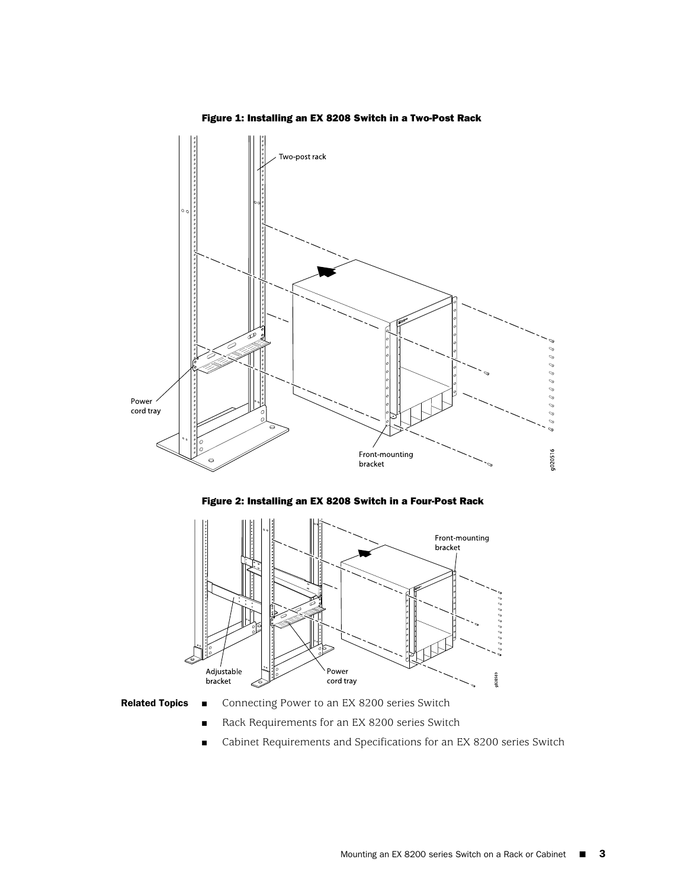**Figure 1: Installing an EX 8208 Switch in a Two-Post Rack**

Two-post rack

Power cord tray

Front-mounting bracket

g020516

**Figure 2: Installing an EX 8208 Switch in a Four-Post Rack**

Front-mounting bracket

Adjustable bracket

Power cord tray

g020569

**Related Topics**

- Connecting Power to an EX 8200 series Switch
- Rack Requirements for an EX 8200 series Switch
- Cabinet Requirements and Specifications for an EX 8200 series Switch